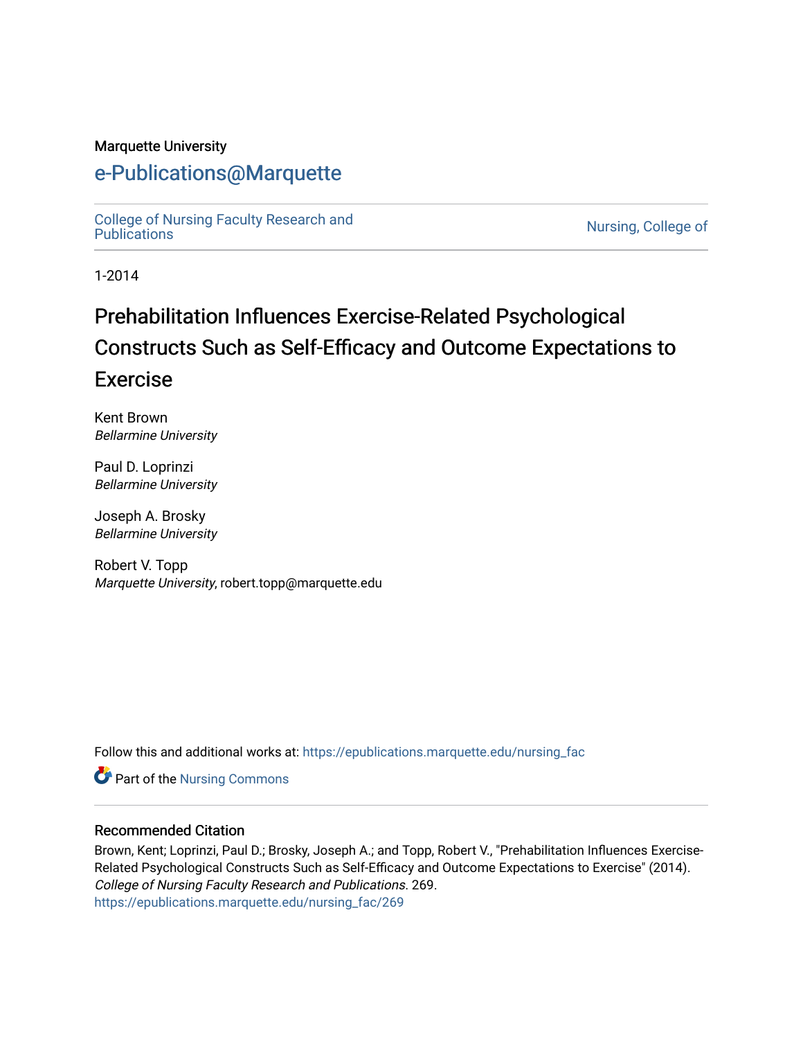Marquette University

# e-Publications@Marquette

College of Nursing Faculty Research and Publications | Nursing, College of

1-2014

# Prehabilitation Influences Exercise-Related Psychological Constructs Such as Self-Efficacy and Outcome Expectations to Exercise

Kent Brown
*Bellarmine University*

Paul D. Loprinzi
*Bellarmine University*

Joseph A. Brosky
*Bellarmine University*

Robert V. Topp
*Marquette University*, robert.topp@marquette.edu

Follow this and additional works at: https://epublications.marquette.edu/nursing_fac

Part of the Nursing Commons

## Recommended Citation

Brown, Kent; Loprinzi, Paul D.; Brosky, Joseph A.; and Topp, Robert V., "Prehabilitation Influences Exercise-Related Psychological Constructs Such as Self-Efficacy and Outcome Expectations to Exercise" (2014). *College of Nursing Faculty Research and Publications*. 269.
https://epublications.marquette.edu/nursing_fac/269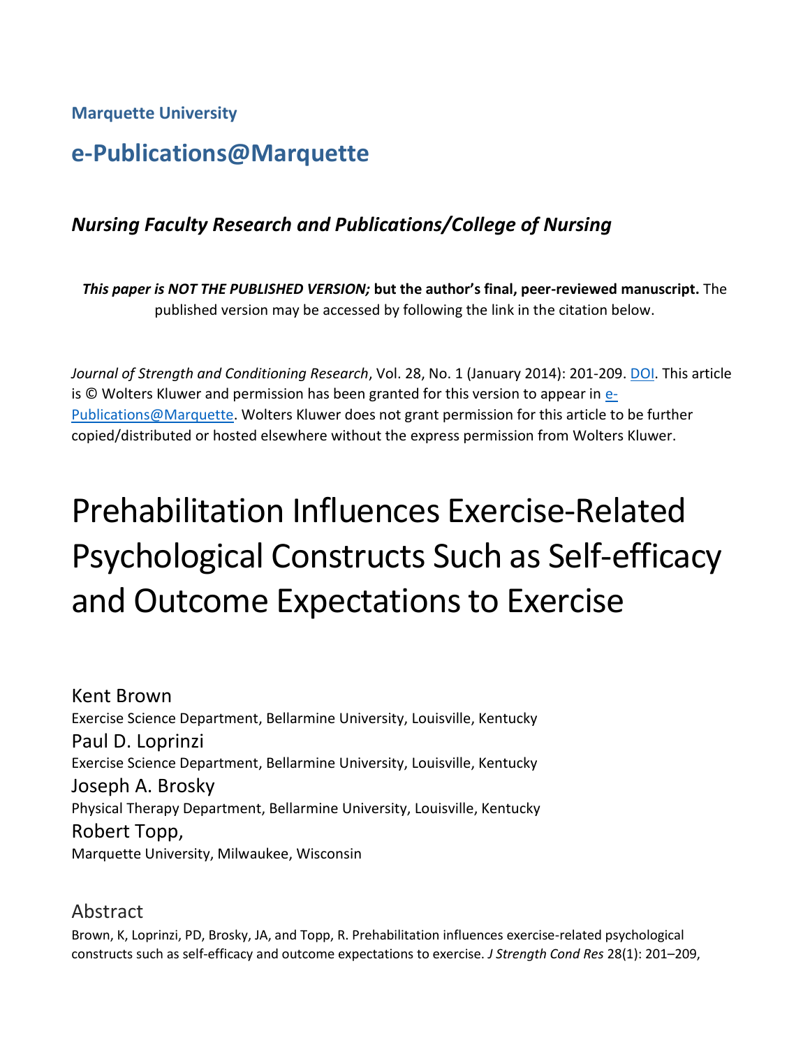**Marquette University**

## e-Publications@Marquette

### *Nursing Faculty Research and Publications/College of Nursing*

***This paper is NOT THE PUBLISHED VERSION;* but the author's final, peer-reviewed manuscript.** The published version may be accessed by following the link in the citation below.

*Journal of Strength and Conditioning Research*, Vol. 28, No. 1 (January 2014): 201-209. DOI. This article is © Wolters Kluwer and permission has been granted for this version to appear in e-Publications@Marquette. Wolters Kluwer does not grant permission for this article to be further copied/distributed or hosted elsewhere without the express permission from Wolters Kluwer.

# Prehabilitation Influences Exercise-Related Psychological Constructs Such as Self-efficacy and Outcome Expectations to Exercise

Kent Brown
Exercise Science Department, Bellarmine University, Louisville, Kentucky

Paul D. Loprinzi
Exercise Science Department, Bellarmine University, Louisville, Kentucky

Joseph A. Brosky
Physical Therapy Department, Bellarmine University, Louisville, Kentucky

Robert Topp,
Marquette University, Milwaukee, Wisconsin

## Abstract

Brown, K, Loprinzi, PD, Brosky, JA, and Topp, R. Prehabilitation influences exercise-related psychological constructs such as self-efficacy and outcome expectations to exercise. *J Strength Cond Res* 28(1): 201–209,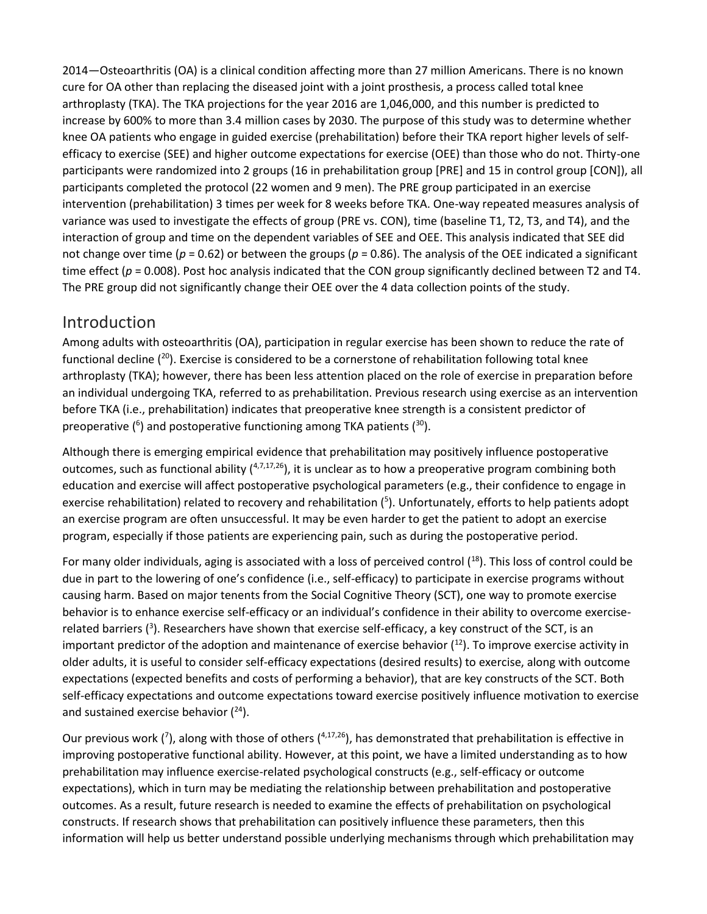2014—Osteoarthritis (OA) is a clinical condition affecting more than 27 million Americans. There is no known cure for OA other than replacing the diseased joint with a joint prosthesis, a process called total knee arthroplasty (TKA). The TKA projections for the year 2016 are 1,046,000, and this number is predicted to increase by 600% to more than 3.4 million cases by 2030. The purpose of this study was to determine whether knee OA patients who engage in guided exercise (prehabilitation) before their TKA report higher levels of self-efficacy to exercise (SEE) and higher outcome expectations for exercise (OEE) than those who do not. Thirty-one participants were randomized into 2 groups (16 in prehabilitation group [PRE] and 15 in control group [CON]), all participants completed the protocol (22 women and 9 men). The PRE group participated in an exercise intervention (prehabilitation) 3 times per week for 8 weeks before TKA. One-way repeated measures analysis of variance was used to investigate the effects of group (PRE vs. CON), time (baseline T1, T2, T3, and T4), and the interaction of group and time on the dependent variables of SEE and OEE. This analysis indicated that SEE did not change over time ($p = 0.62$) or between the groups ($p = 0.86$). The analysis of the OEE indicated a significant time effect ($p = 0.008$). Post hoc analysis indicated that the CON group significantly declined between T2 and T4. The PRE group did not significantly change their OEE over the 4 data collection points of the study.

## Introduction

Among adults with osteoarthritis (OA), participation in regular exercise has been shown to reduce the rate of functional decline ([20]). Exercise is considered to be a cornerstone of rehabilitation following total knee arthroplasty (TKA); however, there has been less attention placed on the role of exercise in preparation before an individual undergoing TKA, referred to as prehabilitation. Previous research using exercise as an intervention before TKA (i.e., prehabilitation) indicates that preoperative knee strength is a consistent predictor of preoperative ([6]) and postoperative functioning among TKA patients ([30]).

Although there is emerging empirical evidence that prehabilitation may positively influence postoperative outcomes, such as functional ability ([4,7,17,26]), it is unclear as to how a preoperative program combining both education and exercise will affect postoperative psychological parameters (e.g., their confidence to engage in exercise rehabilitation) related to recovery and rehabilitation ([5]). Unfortunately, efforts to help patients adopt an exercise program are often unsuccessful. It may be even harder to get the patient to adopt an exercise program, especially if those patients are experiencing pain, such as during the postoperative period.

For many older individuals, aging is associated with a loss of perceived control ([18]). This loss of control could be due in part to the lowering of one's confidence (i.e., self-efficacy) to participate in exercise programs without causing harm. Based on major tenents from the Social Cognitive Theory (SCT), one way to promote exercise behavior is to enhance exercise self-efficacy or an individual's confidence in their ability to overcome exercise-related barriers ([3]). Researchers have shown that exercise self-efficacy, a key construct of the SCT, is an important predictor of the adoption and maintenance of exercise behavior ([12]). To improve exercise activity in older adults, it is useful to consider self-efficacy expectations (desired results) to exercise, along with outcome expectations (expected benefits and costs of performing a behavior), that are key constructs of the SCT. Both self-efficacy expectations and outcome expectations toward exercise positively influence motivation to exercise and sustained exercise behavior ([24]).

Our previous work ([7]), along with those of others ([4,17,26]), has demonstrated that prehabilitation is effective in improving postoperative functional ability. However, at this point, we have a limited understanding as to how prehabilitation may influence exercise-related psychological constructs (e.g., self-efficacy or outcome expectations), which in turn may be mediating the relationship between prehabilitation and postoperative outcomes. As a result, future research is needed to examine the effects of prehabilitation on psychological constructs. If research shows that prehabilitation can positively influence these parameters, then this information will help us better understand possible underlying mechanisms through which prehabilitation may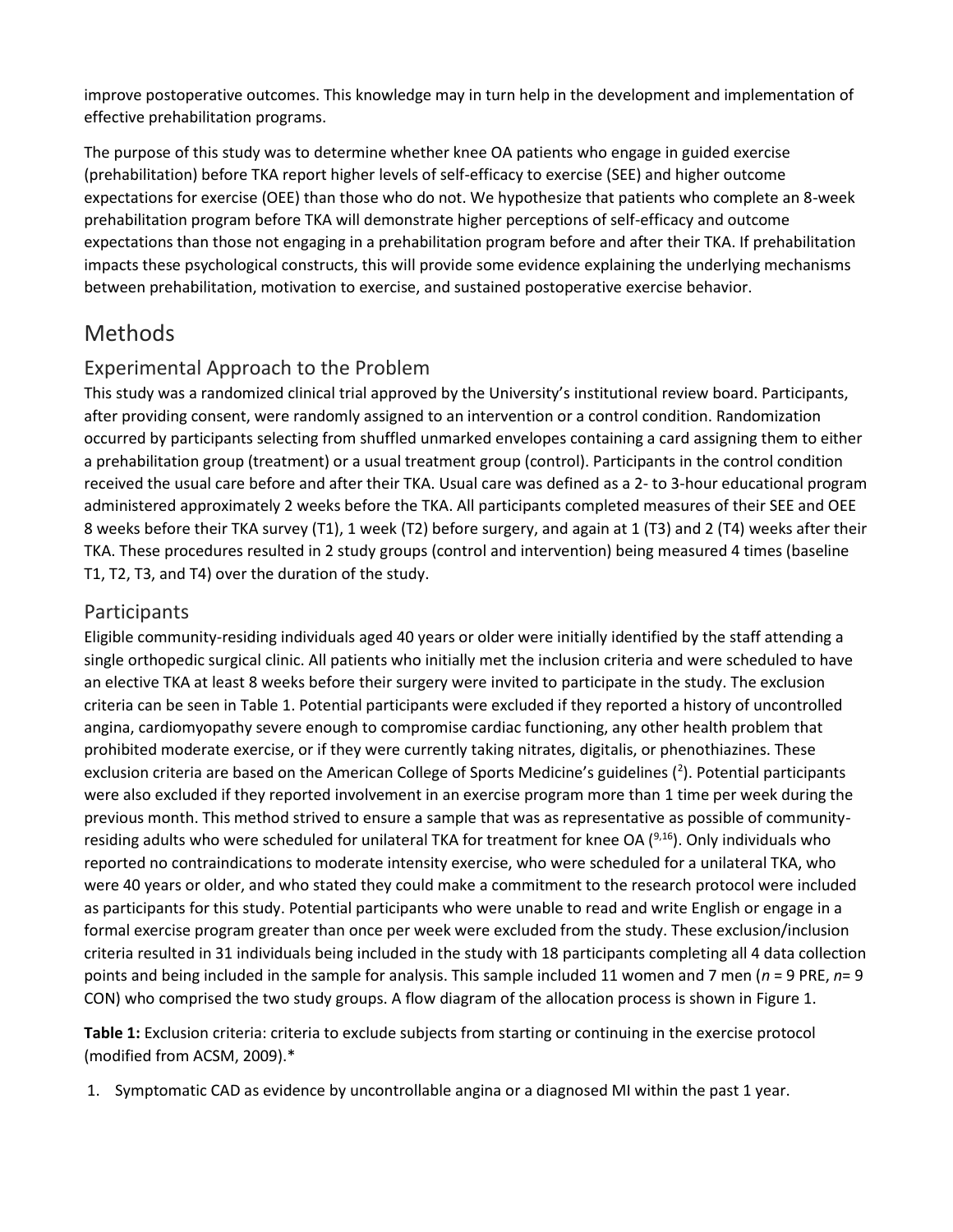improve postoperative outcomes. This knowledge may in turn help in the development and implementation of effective prehabilitation programs.

The purpose of this study was to determine whether knee OA patients who engage in guided exercise (prehabilitation) before TKA report higher levels of self-efficacy to exercise (SEE) and higher outcome expectations for exercise (OEE) than those who do not. We hypothesize that patients who complete an 8-week prehabilitation program before TKA will demonstrate higher perceptions of self-efficacy and outcome expectations than those not engaging in a prehabilitation program before and after their TKA. If prehabilitation impacts these psychological constructs, this will provide some evidence explaining the underlying mechanisms between prehabilitation, motivation to exercise, and sustained postoperative exercise behavior.

# Methods

## Experimental Approach to the Problem

This study was a randomized clinical trial approved by the University's institutional review board. Participants, after providing consent, were randomly assigned to an intervention or a control condition. Randomization occurred by participants selecting from shuffled unmarked envelopes containing a card assigning them to either a prehabilitation group (treatment) or a usual treatment group (control). Participants in the control condition received the usual care before and after their TKA. Usual care was defined as a 2- to 3-hour educational program administered approximately 2 weeks before the TKA. All participants completed measures of their SEE and OEE 8 weeks before their TKA survey (T1), 1 week (T2) before surgery, and again at 1 (T3) and 2 (T4) weeks after their TKA. These procedures resulted in 2 study groups (control and intervention) being measured 4 times (baseline T1, T2, T3, and T4) over the duration of the study.

## Participants

Eligible community-residing individuals aged 40 years or older were initially identified by the staff attending a single orthopedic surgical clinic. All patients who initially met the inclusion criteria and were scheduled to have an elective TKA at least 8 weeks before their surgery were invited to participate in the study. The exclusion criteria can be seen in Table 1. Potential participants were excluded if they reported a history of uncontrolled angina, cardiomyopathy severe enough to compromise cardiac functioning, any other health problem that prohibited moderate exercise, or if they were currently taking nitrates, digitalis, or phenothiazines. These exclusion criteria are based on the American College of Sports Medicine's guidelines ([2]). Potential participants were also excluded if they reported involvement in an exercise program more than 1 time per week during the previous month. This method strived to ensure a sample that was as representative as possible of community-residing adults who were scheduled for unilateral TKA for treatment for knee OA ([9,16]). Only individuals who reported no contraindications to moderate intensity exercise, who were scheduled for a unilateral TKA, who were 40 years or older, and who stated they could make a commitment to the research protocol were included as participants for this study. Potential participants who were unable to read and write English or engage in a formal exercise program greater than once per week were excluded from the study. These exclusion/inclusion criteria resulted in 31 individuals being included in the study with 18 participants completing all 4 data collection points and being included in the sample for analysis. This sample included 11 women and 7 men ($n$ = 9 PRE, $n$= 9 CON) who comprised the two study groups. A flow diagram of the allocation process is shown in Figure 1.

**Table 1:** Exclusion criteria: criteria to exclude subjects from starting or continuing in the exercise protocol (modified from ACSM, 2009).*

1. Symptomatic CAD as evidence by uncontrollable angina or a diagnosed MI within the past 1 year.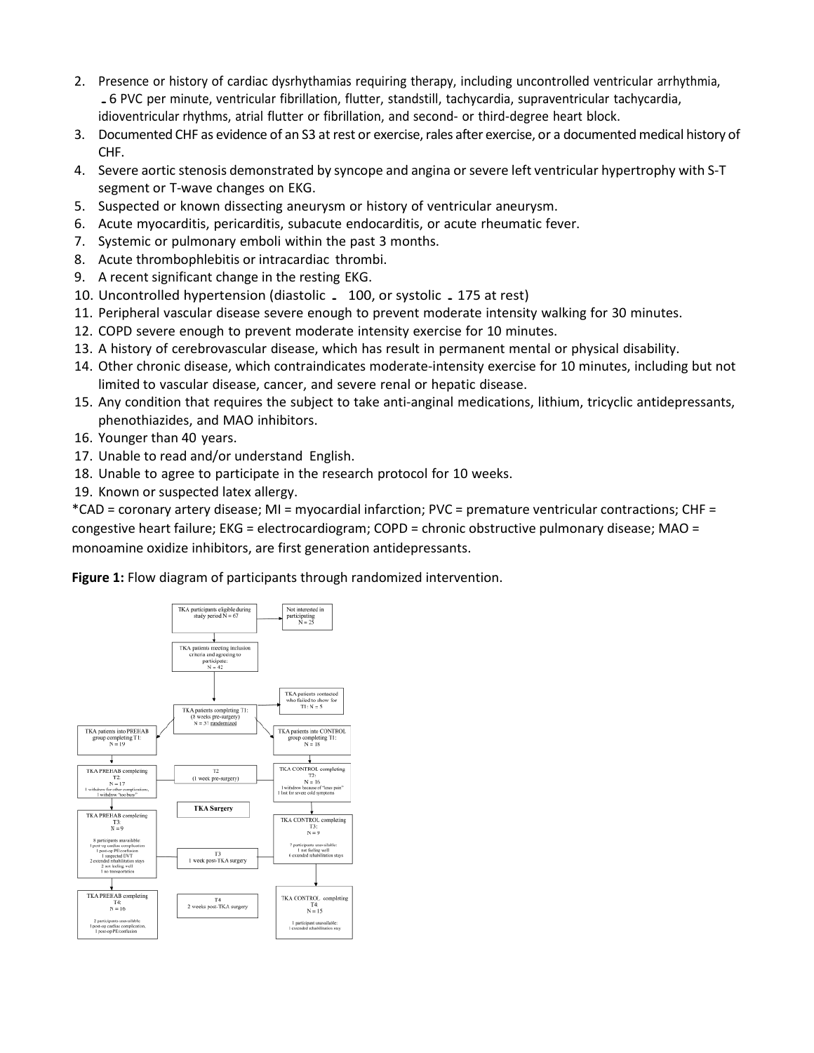2. Presence or history of cardiac dysrhythamias requiring therapy, including uncontrolled ventricular arrhythmia, ≥ 6 PVC per minute, ventricular fibrillation, flutter, standstill, tachycardia, supraventricular tachycardia, idioventricular rhythms, atrial flutter or fibrillation, and second- or third-degree heart block.
3. Documented CHF as evidence of an S3 at rest or exercise, rales after exercise, or a documented medical history of CHF.
4. Severe aortic stenosis demonstrated by syncope and angina or severe left ventricular hypertrophy with S-T segment or T-wave changes on EKG.
5. Suspected or known dissecting aneurysm or history of ventricular aneurysm.
6. Acute myocarditis, pericarditis, subacute endocarditis, or acute rheumatic fever.
7. Systemic or pulmonary emboli within the past 3 months.
8. Acute thrombophlebitis or intracardiac thrombi.
9. A recent significant change in the resting EKG.
10. Uncontrolled hypertension (diastolic ≥ 100, or systolic ≥ 175 at rest)
11. Peripheral vascular disease severe enough to prevent moderate intensity walking for 30 minutes.
12. COPD severe enough to prevent moderate intensity exercise for 10 minutes.
13. A history of cerebrovascular disease, which has result in permanent mental or physical disability.
14. Other chronic disease, which contraindicates moderate-intensity exercise for 10 minutes, including but not limited to vascular disease, cancer, and severe renal or hepatic disease.
15. Any condition that requires the subject to take anti-anginal medications, lithium, tricyclic antidepressants, phenothiazides, and MAO inhibitors.
16. Younger than 40 years.
17. Unable to read and/or understand English.
18. Unable to agree to participate in the research protocol for 10 weeks.
19. Known or suspected latex allergy.

*CAD = coronary artery disease; MI = myocardial infarction; PVC = premature ventricular contractions; CHF = congestive heart failure; EKG = electrocardiogram; COPD = chronic obstructive pulmonary disease; MAO = monoamine oxidize inhibitors, are first generation antidepressants.

**Figure 1:** Flow diagram of participants through randomized intervention.

TKA participants eligible during study period N = 67

Not interested in participating N = 25

TKA patients meeting inclusion criteria and agreeing to participate: N = 42

TKA patients contacted who failed to show for T1: N = 5

TKA patients completing T1: (8 weeks pre-surgery) N = 37 randomized

TKA patients into PREHAB group completing T1: N = 19

TKA patients into CONTROL group completing T1: N = 18

TKA PREHAB completing T2: N = 17
1 withdrew for other complications, 1 withdrew "too busy"

T2 (1 week pre-surgery)

TKA CONTROL completing T2: N = 16
1 withdrew because of "knee pain"
1 lost for severe cold symptoms

TKA Surgery

TKA PREHAB completing T3: N = 9
8 participants unavailable:
1 post-op cardiac complication
1 post-op PE/confusion
1 suspected DVT
2 extended rehabilitation stays
2 not feeling well
1 no transportation

T3 1 week post-TKA surgery

TKA CONTROL completing T3: N = 9
7 participants unavailable:
1 not feeling well
6 extended rehabilitation stays

TKA PREHAB completing T4: N = 16
2 participants unavailable:
1 post-op cardiac complication,
1 post-op PE/confusion

T4 2 weeks post-TKA surgery

TKA CONTROL completing T4: N = 15
1 participant unavailable:
1 extended rehabilitation stay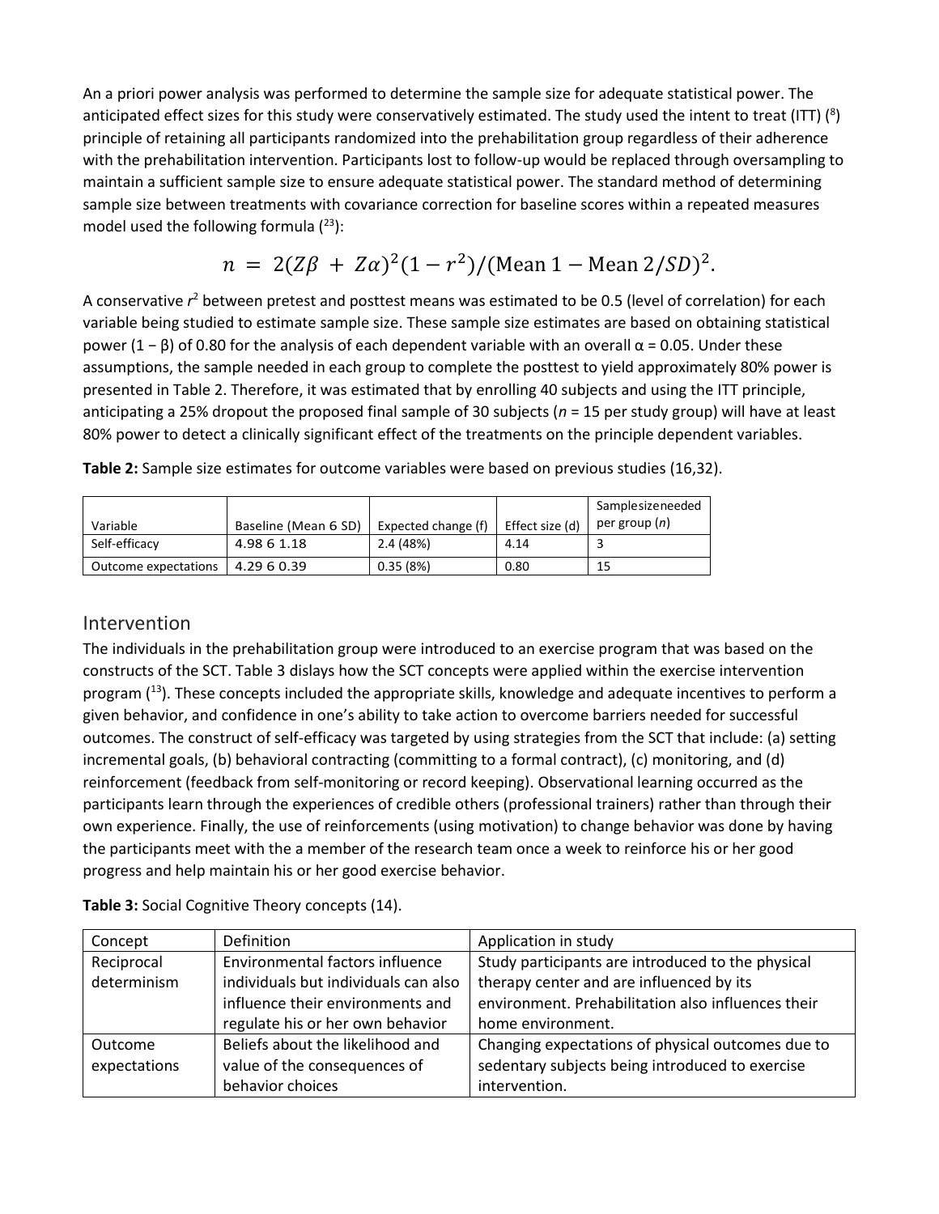An a priori power analysis was performed to determine the sample size for adequate statistical power. The anticipated effect sizes for this study were conservatively estimated. The study used the intent to treat (ITT) [8] principle of retaining all participants randomized into the prehabilitation group regardless of their adherence with the prehabilitation intervention. Participants lost to follow-up would be replaced through oversampling to maintain a sufficient sample size to ensure adequate statistical power. The standard method of determining sample size between treatments with covariance correction for baseline scores within a repeated measures model used the following formula [23]:

$$n = 2(Z\beta + Z\alpha)^2(1 - r^2)/(\text{Mean 1} - \text{Mean } 2/SD)^2.$$

A conservative $r^2$ between pretest and posttest means was estimated to be 0.5 (level of correlation) for each variable being studied to estimate sample size. These sample size estimates are based on obtaining statistical power ($1 - \beta$) of 0.80 for the analysis of each dependent variable with an overall $\alpha = 0.05$. Under these assumptions, the sample needed in each group to complete the posttest to yield approximately 80% power is presented in Table 2. Therefore, it was estimated that by enrolling 40 subjects and using the ITT principle, anticipating a 25% dropout the proposed final sample of 30 subjects (*n* = 15 per study group) will have at least 80% power to detect a clinically significant effect of the treatments on the principle dependent variables.

**Table 2:** Sample size estimates for outcome variables were based on previous studies (16,32).

| Variable | Baseline (Mean 6 SD) | Expected change (f) | Effect size (d) | Samplesizeneeded per group (*n*) |
|---|---|---|---|---|
| Self-efficacy | 4.98 6 1.18 | 2.4 (48%) | 4.14 | 3 |
| Outcome expectations | 4.29 6 0.39 | 0.35 (8%) | 0.80 | 15 |

## Intervention

The individuals in the prehabilitation group were introduced to an exercise program that was based on the constructs of the SCT. Table 3 dislays how the SCT concepts were applied within the exercise intervention program [13]. These concepts included the appropriate skills, knowledge and adequate incentives to perform a given behavior, and confidence in one's ability to take action to overcome barriers needed for successful outcomes. The construct of self-efficacy was targeted by using strategies from the SCT that include: (a) setting incremental goals, (b) behavioral contracting (committing to a formal contract), (c) monitoring, and (d) reinforcement (feedback from self-monitoring or record keeping). Observational learning occurred as the participants learn through the experiences of credible others (professional trainers) rather than through their own experience. Finally, the use of reinforcements (using motivation) to change behavior was done by having the participants meet with the a member of the research team once a week to reinforce his or her good progress and help maintain his or her good exercise behavior.

**Table 3:** Social Cognitive Theory concepts (14).

| Concept | Definition | Application in study |
|---|---|---|
| Reciprocal determinism | Environmental factors influence individuals but individuals can also influence their environments and regulate his or her own behavior | Study participants are introduced to the physical therapy center and are influenced by its environment. Prehabilitation also influences their home environment. |
| Outcome expectations | Beliefs about the likelihood and value of the consequences of behavior choices | Changing expectations of physical outcomes due to sedentary subjects being introduced to exercise intervention. |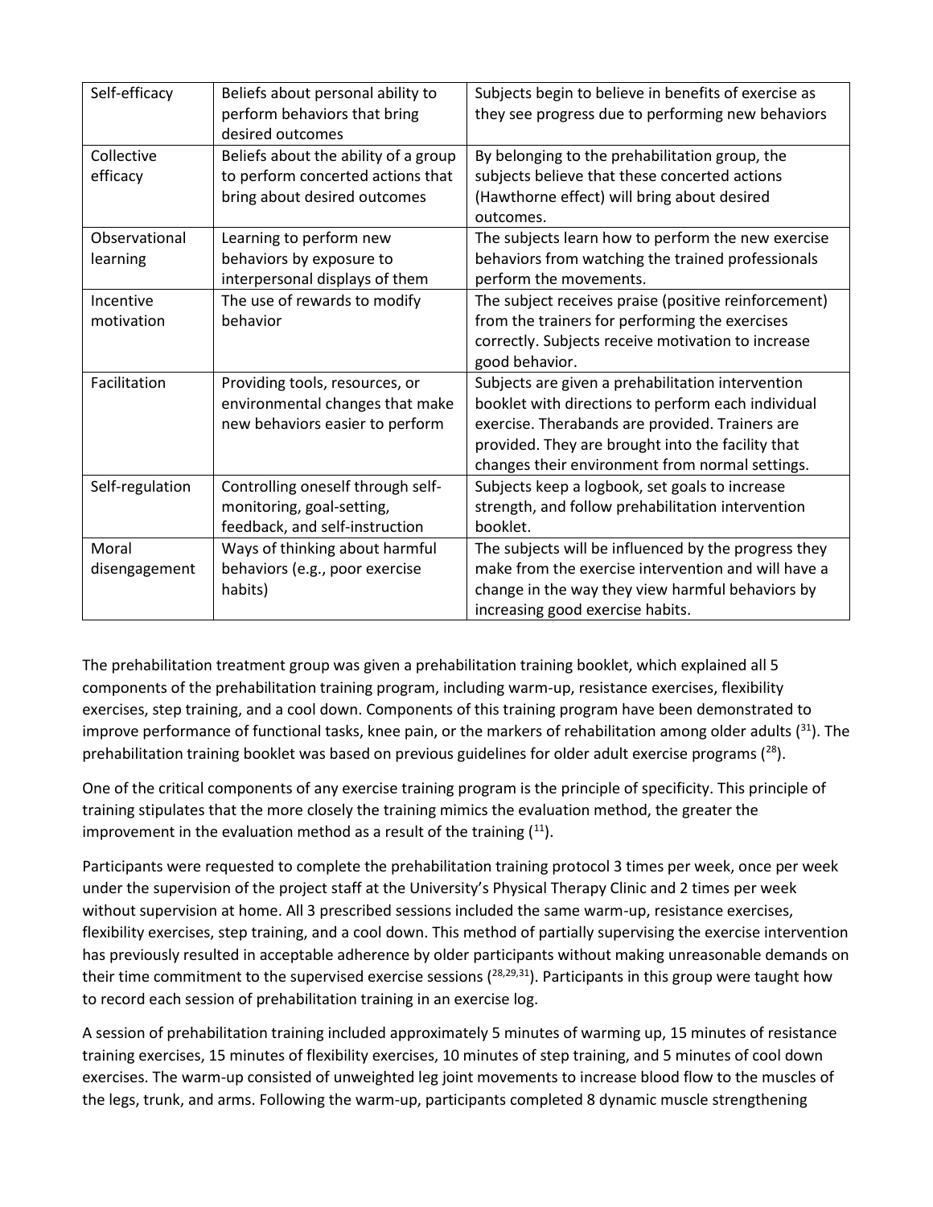| | | |
|---|---|---|
| Self-efficacy | Beliefs about personal ability to perform behaviors that bring desired outcomes | Subjects begin to believe in benefits of exercise as they see progress due to performing new behaviors |
| Collective efficacy | Beliefs about the ability of a group to perform concerted actions that bring about desired outcomes | By belonging to the prehabilitation group, the subjects believe that these concerted actions (Hawthorne effect) will bring about desired outcomes. |
| Observational learning | Learning to perform new behaviors by exposure to interpersonal displays of them | The subjects learn how to perform the new exercise behaviors from watching the trained professionals perform the movements. |
| Incentive motivation | The use of rewards to modify behavior | The subject receives praise (positive reinforcement) from the trainers for performing the exercises correctly. Subjects receive motivation to increase good behavior. |
| Facilitation | Providing tools, resources, or environmental changes that make new behaviors easier to perform | Subjects are given a prehabilitation intervention booklet with directions to perform each individual exercise. Therabands are provided. Trainers are provided. They are brought into the facility that changes their environment from normal settings. |
| Self-regulation | Controlling oneself through self-monitoring, goal-setting, feedback, and self-instruction | Subjects keep a logbook, set goals to increase strength, and follow prehabilitation intervention booklet. |
| Moral disengagement | Ways of thinking about harmful behaviors (e.g., poor exercise habits) | The subjects will be influenced by the progress they make from the exercise intervention and will have a change in the way they view harmful behaviors by increasing good exercise habits. |

The prehabilitation treatment group was given a prehabilitation training booklet, which explained all 5 components of the prehabilitation training program, including warm-up, resistance exercises, flexibility exercises, step training, and a cool down. Components of this training program have been demonstrated to improve performance of functional tasks, knee pain, or the markers of rehabilitation among older adults ([31]). The prehabilitation training booklet was based on previous guidelines for older adult exercise programs ([28]).

One of the critical components of any exercise training program is the principle of specificity. This principle of training stipulates that the more closely the training mimics the evaluation method, the greater the improvement in the evaluation method as a result of the training ([11]).

Participants were requested to complete the prehabilitation training protocol 3 times per week, once per week under the supervision of the project staff at the University's Physical Therapy Clinic and 2 times per week without supervision at home. All 3 prescribed sessions included the same warm-up, resistance exercises, flexibility exercises, step training, and a cool down. This method of partially supervising the exercise intervention has previously resulted in acceptable adherence by older participants without making unreasonable demands on their time commitment to the supervised exercise sessions ([28,29,31]). Participants in this group were taught how to record each session of prehabilitation training in an exercise log.

A session of prehabilitation training included approximately 5 minutes of warming up, 15 minutes of resistance training exercises, 15 minutes of flexibility exercises, 10 minutes of step training, and 5 minutes of cool down exercises. The warm-up consisted of unweighted leg joint movements to increase blood flow to the muscles of the legs, trunk, and arms. Following the warm-up, participants completed 8 dynamic muscle strengthening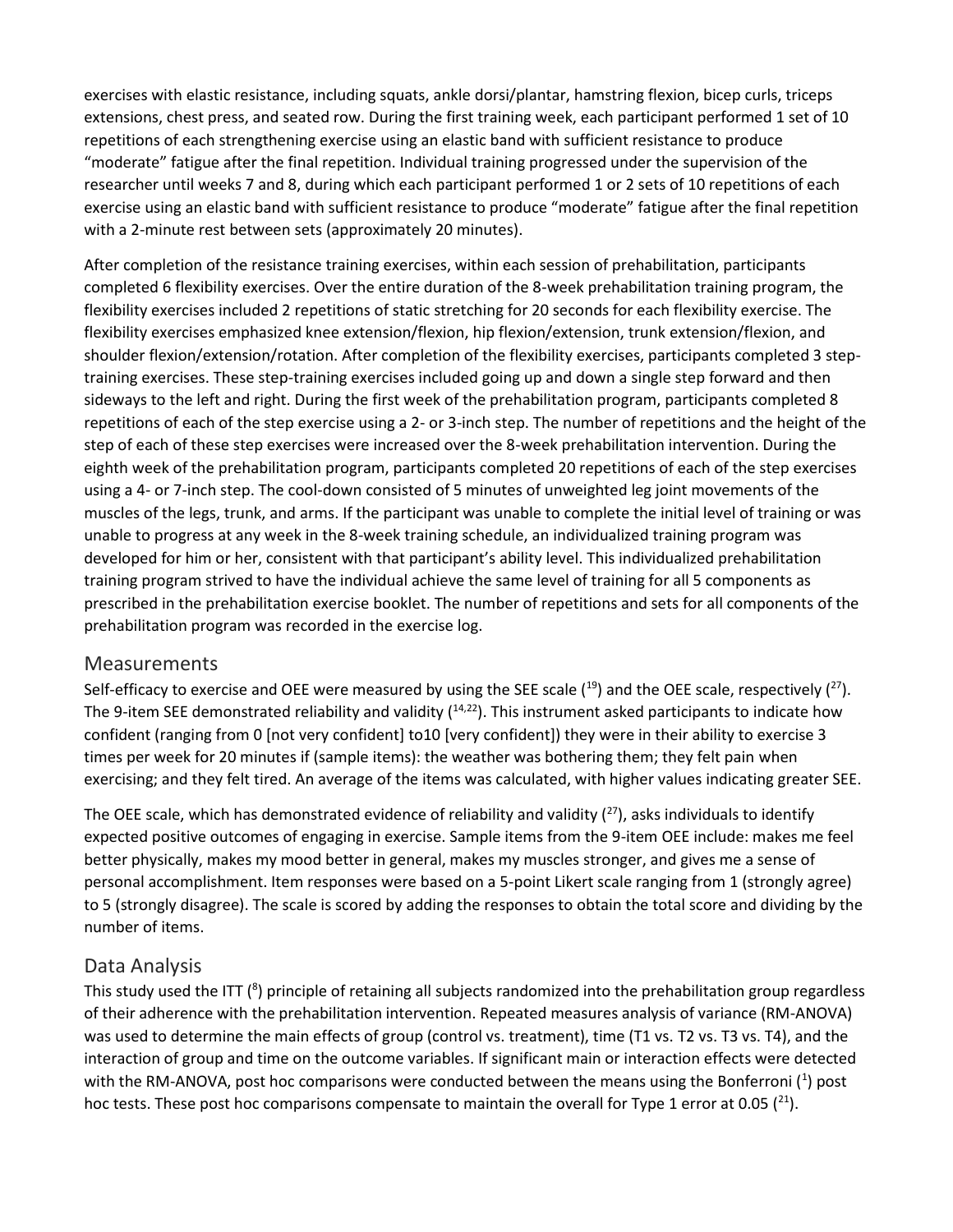exercises with elastic resistance, including squats, ankle dorsi/plantar, hamstring flexion, bicep curls, triceps extensions, chest press, and seated row. During the first training week, each participant performed 1 set of 10 repetitions of each strengthening exercise using an elastic band with sufficient resistance to produce "moderate" fatigue after the final repetition. Individual training progressed under the supervision of the researcher until weeks 7 and 8, during which each participant performed 1 or 2 sets of 10 repetitions of each exercise using an elastic band with sufficient resistance to produce "moderate" fatigue after the final repetition with a 2-minute rest between sets (approximately 20 minutes).

After completion of the resistance training exercises, within each session of prehabilitation, participants completed 6 flexibility exercises. Over the entire duration of the 8-week prehabilitation training program, the flexibility exercises included 2 repetitions of static stretching for 20 seconds for each flexibility exercise. The flexibility exercises emphasized knee extension/flexion, hip flexion/extension, trunk extension/flexion, and shoulder flexion/extension/rotation. After completion of the flexibility exercises, participants completed 3 step-training exercises. These step-training exercises included going up and down a single step forward and then sideways to the left and right. During the first week of the prehabilitation program, participants completed 8 repetitions of each of the step exercise using a 2- or 3-inch step. The number of repetitions and the height of the step of each of these step exercises were increased over the 8-week prehabilitation intervention. During the eighth week of the prehabilitation program, participants completed 20 repetitions of each of the step exercises using a 4- or 7-inch step. The cool-down consisted of 5 minutes of unweighted leg joint movements of the muscles of the legs, trunk, and arms. If the participant was unable to complete the initial level of training or was unable to progress at any week in the 8-week training schedule, an individualized training program was developed for him or her, consistent with that participant's ability level. This individualized prehabilitation training program strived to have the individual achieve the same level of training for all 5 components as prescribed in the prehabilitation exercise booklet. The number of repetitions and sets for all components of the prehabilitation program was recorded in the exercise log.

## Measurements

Self-efficacy to exercise and OEE were measured by using the SEE scale ([19]) and the OEE scale, respectively ([27]). The 9-item SEE demonstrated reliability and validity ([14,22]). This instrument asked participants to indicate how confident (ranging from 0 [not very confident] to10 [very confident]) they were in their ability to exercise 3 times per week for 20 minutes if (sample items): the weather was bothering them; they felt pain when exercising; and they felt tired. An average of the items was calculated, with higher values indicating greater SEE.

The OEE scale, which has demonstrated evidence of reliability and validity ([27]), asks individuals to identify expected positive outcomes of engaging in exercise. Sample items from the 9-item OEE include: makes me feel better physically, makes my mood better in general, makes my muscles stronger, and gives me a sense of personal accomplishment. Item responses were based on a 5-point Likert scale ranging from 1 (strongly agree) to 5 (strongly disagree). The scale is scored by adding the responses to obtain the total score and dividing by the number of items.

## Data Analysis

This study used the ITT ([8]) principle of retaining all subjects randomized into the prehabilitation group regardless of their adherence with the prehabilitation intervention. Repeated measures analysis of variance (RM-ANOVA) was used to determine the main effects of group (control vs. treatment), time (T1 vs. T2 vs. T3 vs. T4), and the interaction of group and time on the outcome variables. If significant main or interaction effects were detected with the RM-ANOVA, post hoc comparisons were conducted between the means using the Bonferroni ([1]) post hoc tests. These post hoc comparisons compensate to maintain the overall for Type 1 error at 0.05 ([21]).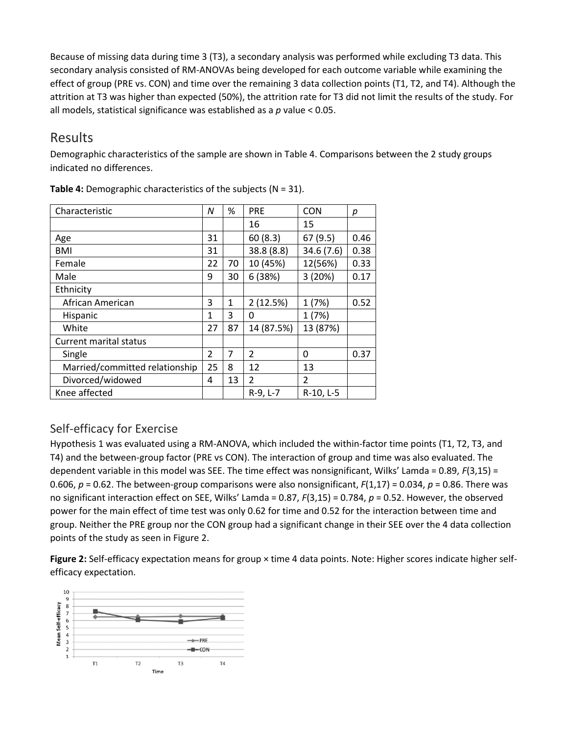Because of missing data during time 3 (T3), a secondary analysis was performed while excluding T3 data. This secondary analysis consisted of RM-ANOVAs being developed for each outcome variable while examining the effect of group (PRE vs. CON) and time over the remaining 3 data collection points (T1, T2, and T4). Although the attrition at T3 was higher than expected (50%), the attrition rate for T3 did not limit the results of the study. For all models, statistical significance was established as a $p$ value < 0.05.

## Results

Demographic characteristics of the sample are shown in Table 4. Comparisons between the 2 study groups indicated no differences.

**Table 4:** Demographic characteristics of the subjects (N = 31).

| Characteristic | *N* | % | PRE | CON | *p* |
|---|---|---|---|---|---|
| | | | 16 | 15 | |
| Age | 31 | | 60 (8.3) | 67 (9.5) | 0.46 |
| BMI | 31 | | 38.8 (8.8) | 34.6 (7.6) | 0.38 |
| Female | 22 | 70 | 10 (45%) | 12(56%) | 0.33 |
| Male | 9 | 30 | 6 (38%) | 3 (20%) | 0.17 |
| Ethnicity | | | | | |
| African American | 3 | 1 | 2 (12.5%) | 1 (7%) | 0.52 |
| Hispanic | 1 | 3 | 0 | 1 (7%) | |
| White | 27 | 87 | 14 (87.5%) | 13 (87%) | |
| Current marital status | | | | | |
| Single | 2 | 7 | 2 | 0 | 0.37 |
| Married/committed relationship | 25 | 8 | 12 | 13 | |
| Divorced/widowed | 4 | 13 | 2 | 2 | |
| Knee affected | | | R-9, L-7 | R-10, L-5 | |

### Self-efficacy for Exercise

Hypothesis 1 was evaluated using a RM-ANOVA, which included the within-factor time points (T1, T2, T3, and T4) and the between-group factor (PRE vs CON). The interaction of group and time was also evaluated. The dependent variable in this model was SEE. The time effect was nonsignificant, Wilks' Lamda = 0.89, $F(3,15)$ = 0.606, $p$ = 0.62. The between-group comparisons were also nonsignificant, $F(1,17)$ = 0.034, $p$ = 0.86. There was no significant interaction effect on SEE, Wilks' Lamda = 0.87, $F(3,15)$ = 0.784, $p$ = 0.52. However, the observed power for the main effect of time test was only 0.62 for time and 0.52 for the interaction between time and group. Neither the PRE group nor the CON group had a significant change in their SEE over the 4 data collection points of the study as seen in Figure 2.

**Figure 2:** Self-efficacy expectation means for group × time 4 data points. Note: Higher scores indicate higher self-efficacy expectation.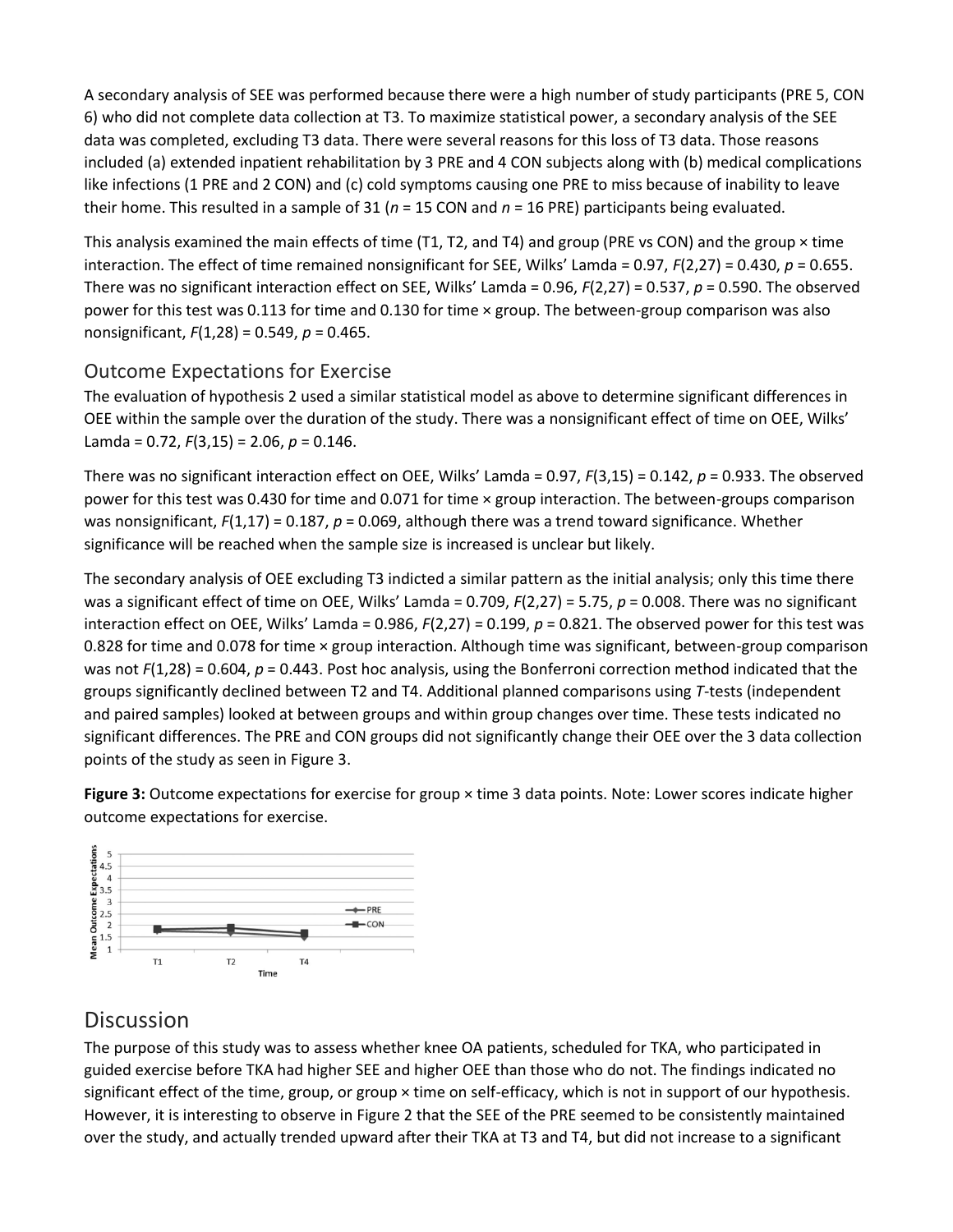A secondary analysis of SEE was performed because there were a high number of study participants (PRE 5, CON 6) who did not complete data collection at T3. To maximize statistical power, a secondary analysis of the SEE data was completed, excluding T3 data. There were several reasons for this loss of T3 data. Those reasons included (a) extended inpatient rehabilitation by 3 PRE and 4 CON subjects along with (b) medical complications like infections (1 PRE and 2 CON) and (c) cold symptoms causing one PRE to miss because of inability to leave their home. This resulted in a sample of 31 ($n$ = 15 CON and $n$ = 16 PRE) participants being evaluated.

This analysis examined the main effects of time (T1, T2, and T4) and group (PRE vs CON) and the group × time interaction. The effect of time remained nonsignificant for SEE, Wilks' Lamda = 0.97, $F(2,27) = 0.430$, $p = 0.655$. There was no significant interaction effect on SEE, Wilks' Lamda = 0.96, $F(2,27) = 0.537$, $p = 0.590$. The observed power for this test was 0.113 for time and 0.130 for time × group. The between-group comparison was also nonsignificant, $F(1,28) = 0.549$, $p = 0.465$.

## Outcome Expectations for Exercise

The evaluation of hypothesis 2 used a similar statistical model as above to determine significant differences in OEE within the sample over the duration of the study. There was a nonsignificant effect of time on OEE, Wilks' Lamda = 0.72, $F(3,15) = 2.06$, $p = 0.146$.

There was no significant interaction effect on OEE, Wilks' Lamda = 0.97, $F(3,15) = 0.142$, $p = 0.933$. The observed power for this test was 0.430 for time and 0.071 for time × group interaction. The between-groups comparison was nonsignificant, $F(1,17) = 0.187$, $p = 0.069$, although there was a trend toward significance. Whether significance will be reached when the sample size is increased is unclear but likely.

The secondary analysis of OEE excluding T3 indicted a similar pattern as the initial analysis; only this time there was a significant effect of time on OEE, Wilks' Lamda = 0.709, $F(2,27) = 5.75$, $p = 0.008$. There was no significant interaction effect on OEE, Wilks' Lamda = 0.986, $F(2,27) = 0.199$, $p = 0.821$. The observed power for this test was 0.828 for time and 0.078 for time × group interaction. Although time was significant, between-group comparison was not $F(1,28) = 0.604$, $p = 0.443$. Post hoc analysis, using the Bonferroni correction method indicated that the groups significantly declined between T2 and T4. Additional planned comparisons using $T$-tests (independent and paired samples) looked at between groups and within group changes over time. These tests indicated no significant differences. The PRE and CON groups did not significantly change their OEE over the 3 data collection points of the study as seen in Figure 3.

**Figure 3:** Outcome expectations for exercise for group × time 3 data points. Note: Lower scores indicate higher outcome expectations for exercise.

# Discussion

The purpose of this study was to assess whether knee OA patients, scheduled for TKA, who participated in guided exercise before TKA had higher SEE and higher OEE than those who do not. The findings indicated no significant effect of the time, group, or group × time on self-efficacy, which is not in support of our hypothesis. However, it is interesting to observe in Figure 2 that the SEE of the PRE seemed to be consistently maintained over the study, and actually trended upward after their TKA at T3 and T4, but did not increase to a significant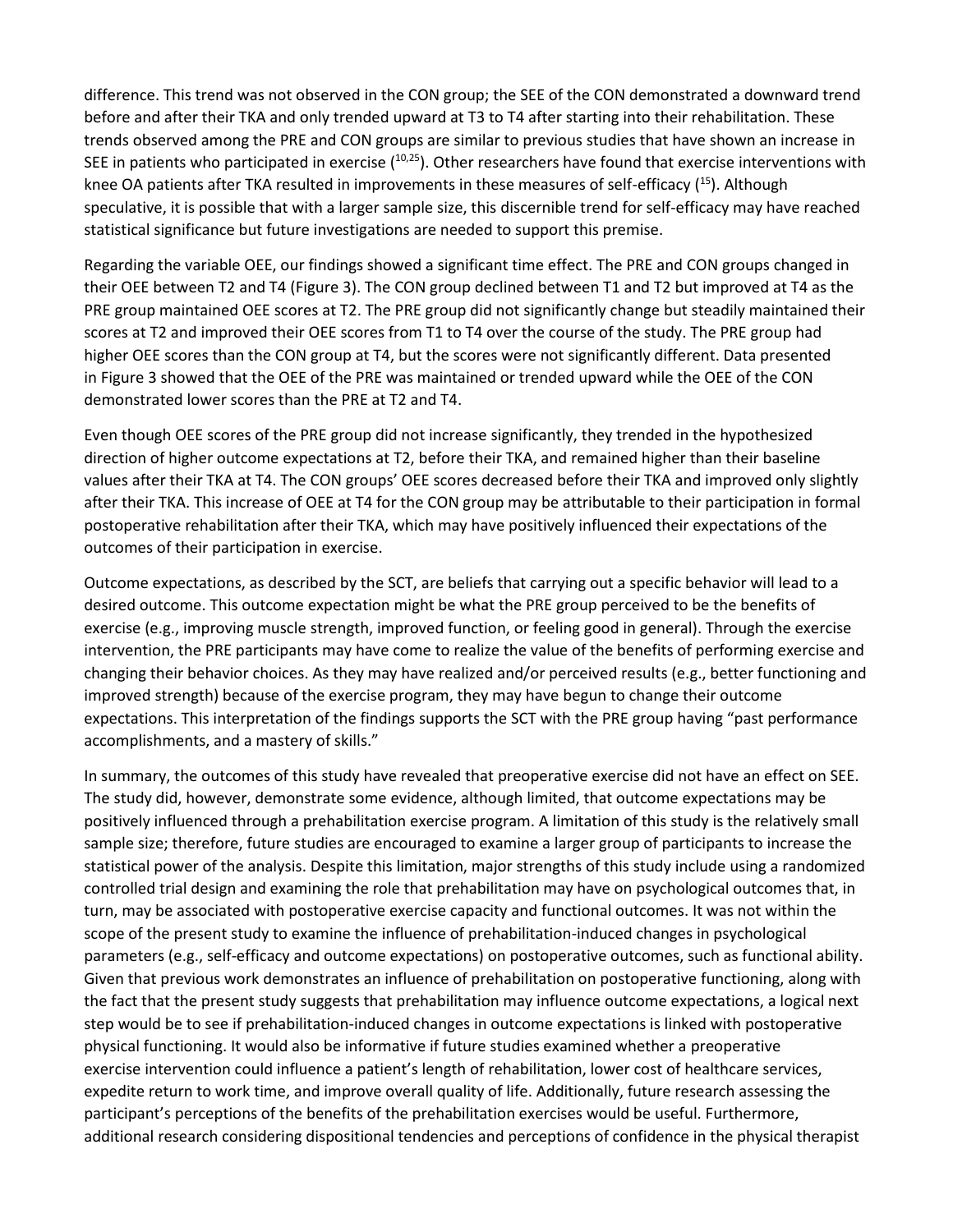difference. This trend was not observed in the CON group; the SEE of the CON demonstrated a downward trend before and after their TKA and only trended upward at T3 to T4 after starting into their rehabilitation. These trends observed among the PRE and CON groups are similar to previous studies that have shown an increase in SEE in patients who participated in exercise ([10,25]). Other researchers have found that exercise interventions with knee OA patients after TKA resulted in improvements in these measures of self-efficacy ([15]). Although speculative, it is possible that with a larger sample size, this discernible trend for self-efficacy may have reached statistical significance but future investigations are needed to support this premise.

Regarding the variable OEE, our findings showed a significant time effect. The PRE and CON groups changed in their OEE between T2 and T4 (Figure 3). The CON group declined between T1 and T2 but improved at T4 as the PRE group maintained OEE scores at T2. The PRE group did not significantly change but steadily maintained their scores at T2 and improved their OEE scores from T1 to T4 over the course of the study. The PRE group had higher OEE scores than the CON group at T4, but the scores were not significantly different. Data presented in Figure 3 showed that the OEE of the PRE was maintained or trended upward while the OEE of the CON demonstrated lower scores than the PRE at T2 and T4.

Even though OEE scores of the PRE group did not increase significantly, they trended in the hypothesized direction of higher outcome expectations at T2, before their TKA, and remained higher than their baseline values after their TKA at T4. The CON groups' OEE scores decreased before their TKA and improved only slightly after their TKA. This increase of OEE at T4 for the CON group may be attributable to their participation in formal postoperative rehabilitation after their TKA, which may have positively influenced their expectations of the outcomes of their participation in exercise.

Outcome expectations, as described by the SCT, are beliefs that carrying out a specific behavior will lead to a desired outcome. This outcome expectation might be what the PRE group perceived to be the benefits of exercise (e.g., improving muscle strength, improved function, or feeling good in general). Through the exercise intervention, the PRE participants may have come to realize the value of the benefits of performing exercise and changing their behavior choices. As they may have realized and/or perceived results (e.g., better functioning and improved strength) because of the exercise program, they may have begun to change their outcome expectations. This interpretation of the findings supports the SCT with the PRE group having "past performance accomplishments, and a mastery of skills."

In summary, the outcomes of this study have revealed that preoperative exercise did not have an effect on SEE. The study did, however, demonstrate some evidence, although limited, that outcome expectations may be positively influenced through a prehabilitation exercise program. A limitation of this study is the relatively small sample size; therefore, future studies are encouraged to examine a larger group of participants to increase the statistical power of the analysis. Despite this limitation, major strengths of this study include using a randomized controlled trial design and examining the role that prehabilitation may have on psychological outcomes that, in turn, may be associated with postoperative exercise capacity and functional outcomes. It was not within the scope of the present study to examine the influence of prehabilitation-induced changes in psychological parameters (e.g., self-efficacy and outcome expectations) on postoperative outcomes, such as functional ability. Given that previous work demonstrates an influence of prehabilitation on postoperative functioning, along with the fact that the present study suggests that prehabilitation may influence outcome expectations, a logical next step would be to see if prehabilitation-induced changes in outcome expectations is linked with postoperative physical functioning. It would also be informative if future studies examined whether a preoperative exercise intervention could influence a patient's length of rehabilitation, lower cost of healthcare services, expedite return to work time, and improve overall quality of life. Additionally, future research assessing the participant's perceptions of the benefits of the prehabilitation exercises would be useful. Furthermore, additional research considering dispositional tendencies and perceptions of confidence in the physical therapist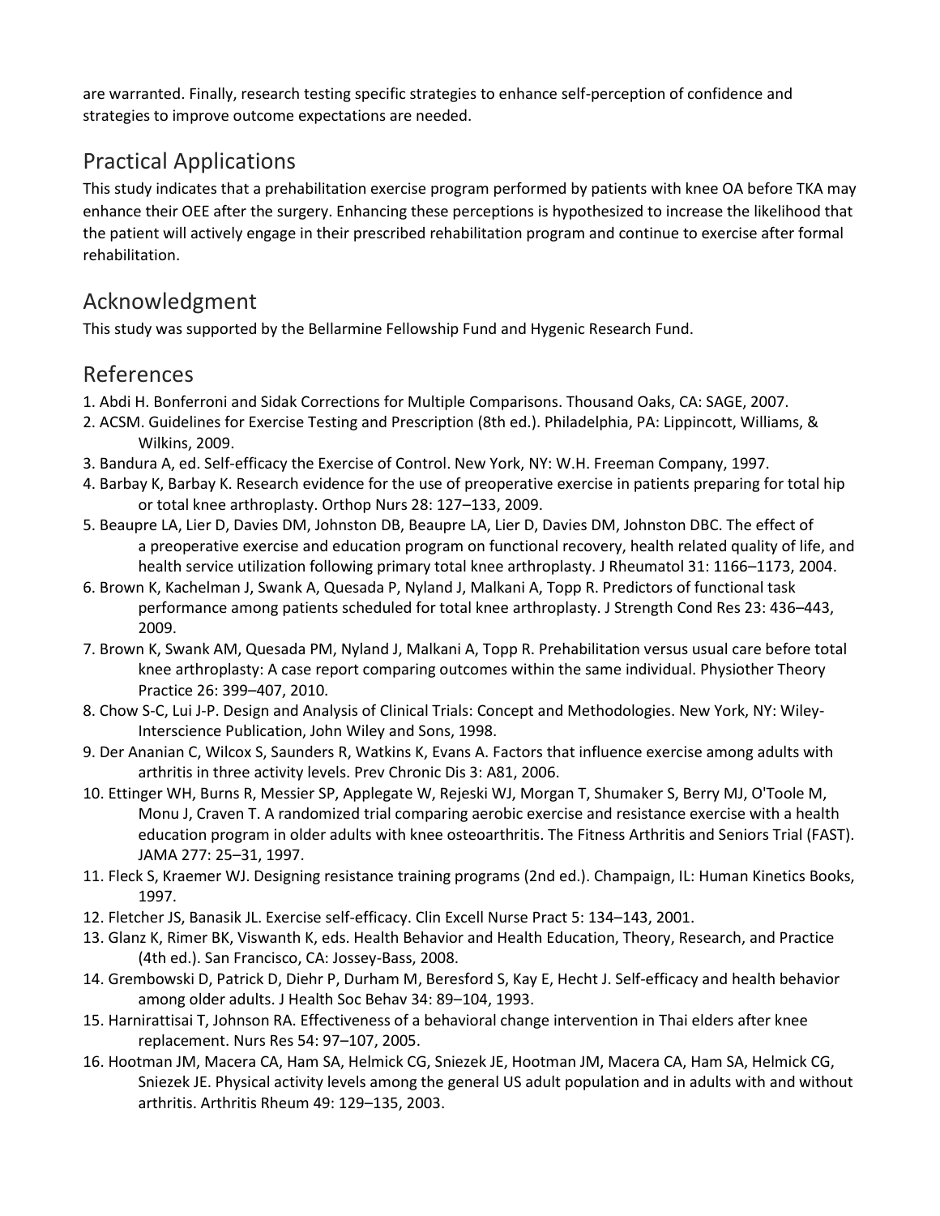are warranted. Finally, research testing specific strategies to enhance self-perception of confidence and strategies to improve outcome expectations are needed.

## Practical Applications

This study indicates that a prehabilitation exercise program performed by patients with knee OA before TKA may enhance their OEE after the surgery. Enhancing these perceptions is hypothesized to increase the likelihood that the patient will actively engage in their prescribed rehabilitation program and continue to exercise after formal rehabilitation.

## Acknowledgment

This study was supported by the Bellarmine Fellowship Fund and Hygenic Research Fund.

## References

1. Abdi H. Bonferroni and Sidak Corrections for Multiple Comparisons. Thousand Oaks, CA: SAGE, 2007.
2. ACSM. Guidelines for Exercise Testing and Prescription (8th ed.). Philadelphia, PA: Lippincott, Williams, & Wilkins, 2009.
3. Bandura A, ed. Self-efficacy the Exercise of Control. New York, NY: W.H. Freeman Company, 1997.
4. Barbay K, Barbay K. Research evidence for the use of preoperative exercise in patients preparing for total hip or total knee arthroplasty. Orthop Nurs 28: 127–133, 2009.
5. Beaupre LA, Lier D, Davies DM, Johnston DB, Beaupre LA, Lier D, Davies DM, Johnston DBC. The effect of a preoperative exercise and education program on functional recovery, health related quality of life, and health service utilization following primary total knee arthroplasty. J Rheumatol 31: 1166–1173, 2004.
6. Brown K, Kachelman J, Swank A, Quesada P, Nyland J, Malkani A, Topp R. Predictors of functional task performance among patients scheduled for total knee arthroplasty. J Strength Cond Res 23: 436–443, 2009.
7. Brown K, Swank AM, Quesada PM, Nyland J, Malkani A, Topp R. Prehabilitation versus usual care before total knee arthroplasty: A case report comparing outcomes within the same individual. Physiother Theory Practice 26: 399–407, 2010.
8. Chow S-C, Lui J-P. Design and Analysis of Clinical Trials: Concept and Methodologies. New York, NY: Wiley-Interscience Publication, John Wiley and Sons, 1998.
9. Der Ananian C, Wilcox S, Saunders R, Watkins K, Evans A. Factors that influence exercise among adults with arthritis in three activity levels. Prev Chronic Dis 3: A81, 2006.
10. Ettinger WH, Burns R, Messier SP, Applegate W, Rejeski WJ, Morgan T, Shumaker S, Berry MJ, O'Toole M, Monu J, Craven T. A randomized trial comparing aerobic exercise and resistance exercise with a health education program in older adults with knee osteoarthritis. The Fitness Arthritis and Seniors Trial (FAST). JAMA 277: 25–31, 1997.
11. Fleck S, Kraemer WJ. Designing resistance training programs (2nd ed.). Champaign, IL: Human Kinetics Books, 1997.
12. Fletcher JS, Banasik JL. Exercise self-efficacy. Clin Excell Nurse Pract 5: 134–143, 2001.
13. Glanz K, Rimer BK, Viswanth K, eds. Health Behavior and Health Education, Theory, Research, and Practice (4th ed.). San Francisco, CA: Jossey-Bass, 2008.
14. Grembowski D, Patrick D, Diehr P, Durham M, Beresford S, Kay E, Hecht J. Self-efficacy and health behavior among older adults. J Health Soc Behav 34: 89–104, 1993.
15. Harnirattisai T, Johnson RA. Effectiveness of a behavioral change intervention in Thai elders after knee replacement. Nurs Res 54: 97–107, 2005.
16. Hootman JM, Macera CA, Ham SA, Helmick CG, Sniezek JE, Hootman JM, Macera CA, Ham SA, Helmick CG, Sniezek JE. Physical activity levels among the general US adult population and in adults with and without arthritis. Arthritis Rheum 49: 129–135, 2003.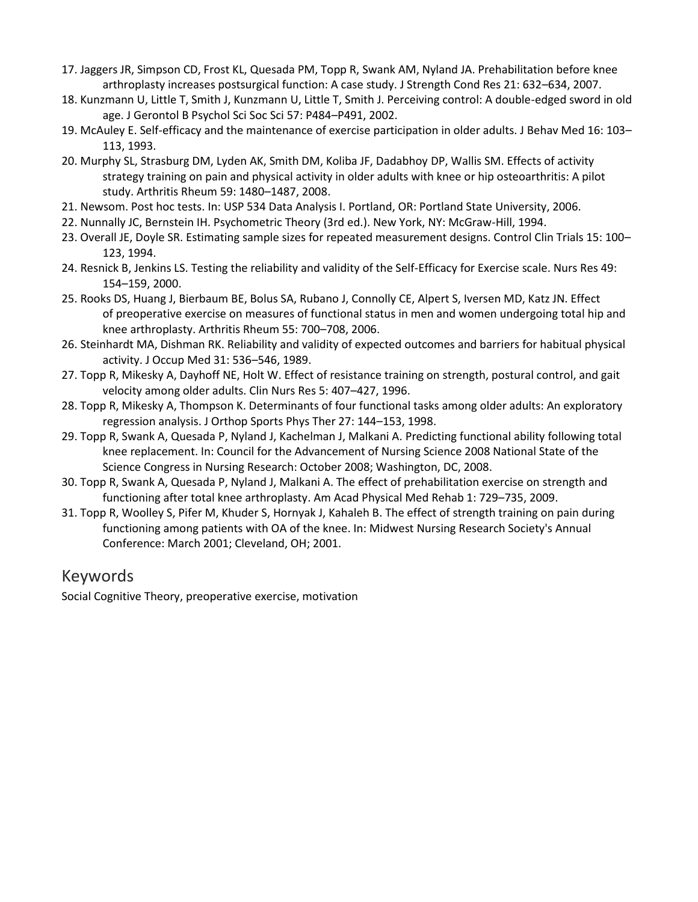17. Jaggers JR, Simpson CD, Frost KL, Quesada PM, Topp R, Swank AM, Nyland JA. Prehabilitation before knee arthroplasty increases postsurgical function: A case study. J Strength Cond Res 21: 632–634, 2007.
18. Kunzmann U, Little T, Smith J, Kunzmann U, Little T, Smith J. Perceiving control: A double-edged sword in old age. J Gerontol B Psychol Sci Soc Sci 57: P484–P491, 2002.
19. McAuley E. Self-efficacy and the maintenance of exercise participation in older adults. J Behav Med 16: 103–113, 1993.
20. Murphy SL, Strasburg DM, Lyden AK, Smith DM, Koliba JF, Dadabhoy DP, Wallis SM. Effects of activity strategy training on pain and physical activity in older adults with knee or hip osteoarthritis: A pilot study. Arthritis Rheum 59: 1480–1487, 2008.
21. Newsom. Post hoc tests. In: USP 534 Data Analysis I. Portland, OR: Portland State University, 2006.
22. Nunnally JC, Bernstein IH. Psychometric Theory (3rd ed.). New York, NY: McGraw-Hill, 1994.
23. Overall JE, Doyle SR. Estimating sample sizes for repeated measurement designs. Control Clin Trials 15: 100–123, 1994.
24. Resnick B, Jenkins LS. Testing the reliability and validity of the Self-Efficacy for Exercise scale. Nurs Res 49: 154–159, 2000.
25. Rooks DS, Huang J, Bierbaum BE, Bolus SA, Rubano J, Connolly CE, Alpert S, Iversen MD, Katz JN. Effect of preoperative exercise on measures of functional status in men and women undergoing total hip and knee arthroplasty. Arthritis Rheum 55: 700–708, 2006.
26. Steinhardt MA, Dishman RK. Reliability and validity of expected outcomes and barriers for habitual physical activity. J Occup Med 31: 536–546, 1989.
27. Topp R, Mikesky A, Dayhoff NE, Holt W. Effect of resistance training on strength, postural control, and gait velocity among older adults. Clin Nurs Res 5: 407–427, 1996.
28. Topp R, Mikesky A, Thompson K. Determinants of four functional tasks among older adults: An exploratory regression analysis. J Orthop Sports Phys Ther 27: 144–153, 1998.
29. Topp R, Swank A, Quesada P, Nyland J, Kachelman J, Malkani A. Predicting functional ability following total knee replacement. In: Council for the Advancement of Nursing Science 2008 National State of the Science Congress in Nursing Research: October 2008; Washington, DC, 2008.
30. Topp R, Swank A, Quesada P, Nyland J, Malkani A. The effect of prehabilitation exercise on strength and functioning after total knee arthroplasty. Am Acad Physical Med Rehab 1: 729–735, 2009.
31. Topp R, Woolley S, Pifer M, Khuder S, Hornyak J, Kahaleh B. The effect of strength training on pain during functioning among patients with OA of the knee. In: Midwest Nursing Research Society's Annual Conference: March 2001; Cleveland, OH; 2001.

## Keywords

Social Cognitive Theory, preoperative exercise, motivation